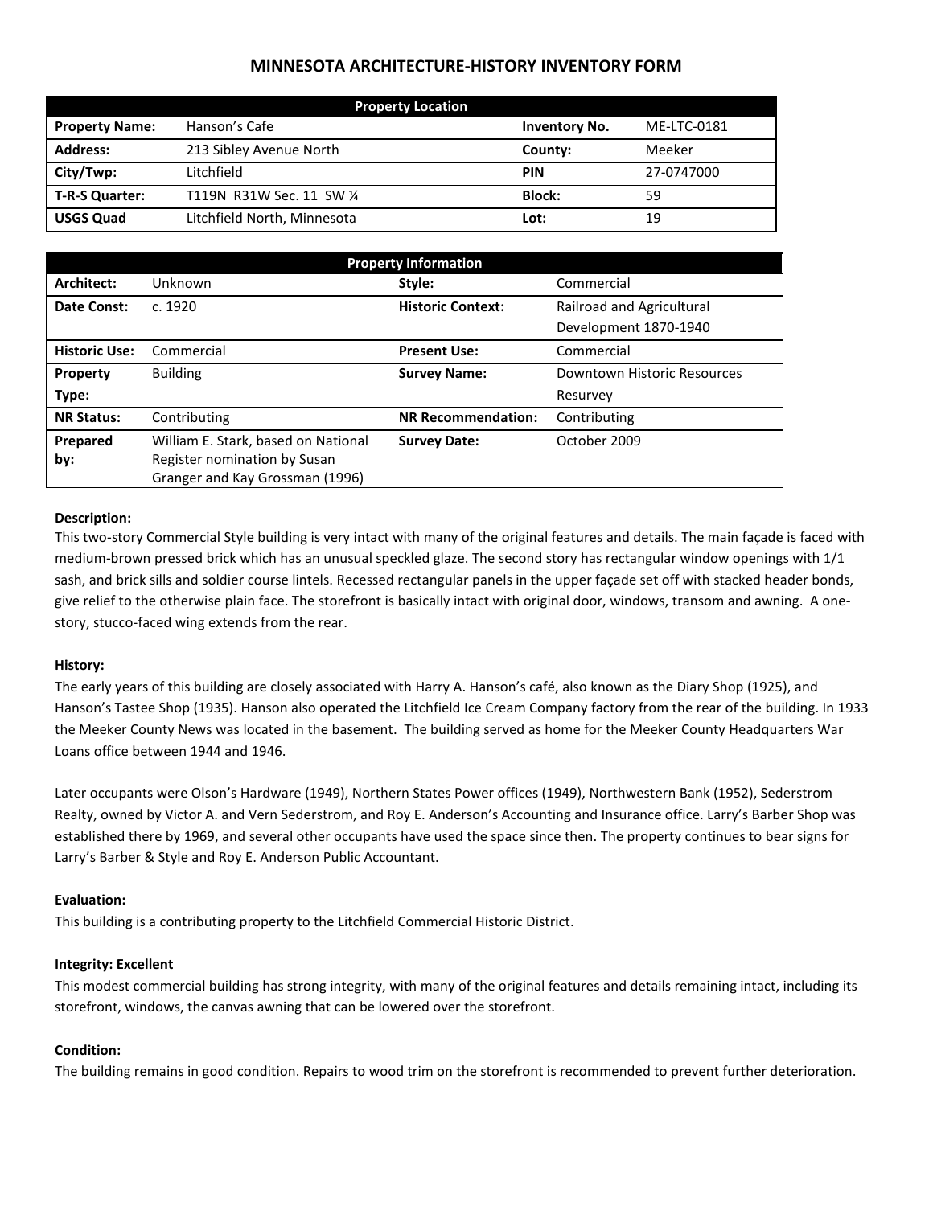# MINNESOTA ARCHITECTURE-HISTORY INVENTORY FORM

| Property Location | | | |
|---|---|---|---|
| **Property Name:** | Hanson's Cafe | **Inventory No.** | ME-LTC-0181 |
| **Address:** | 213 Sibley Avenue North | **County:** | Meeker |
| **City/Twp:** | Litchfield | **PIN** | 27-0747000 |
| **T-R-S Quarter:** | T119N R31W Sec. 11 SW ¼ | **Block:** | 59 |
| **USGS Quad** | Litchfield North, Minnesota | **Lot:** | 19 |

| Property Information | | | |
|---|---|---|---|
| **Architect:** | Unknown | **Style:** | Commercial |
| **Date Const:** | c. 1920 | **Historic Context:** | Railroad and Agricultural Development 1870-1940 |
| **Historic Use:** | Commercial | **Present Use:** | Commercial |
| **Property Type:** | Building | **Survey Name:** | Downtown Historic Resources Resurvey |
| **NR Status:** | Contributing | **NR Recommendation:** | Contributing |
| **Prepared by:** | William E. Stark, based on National Register nomination by Susan Granger and Kay Grossman (1996) | **Survey Date:** | October 2009 |

**Description:**

This two-story Commercial Style building is very intact with many of the original features and details. The main façade is faced with medium-brown pressed brick which has an unusual speckled glaze. The second story has rectangular window openings with 1/1 sash, and brick sills and soldier course lintels. Recessed rectangular panels in the upper façade set off with stacked header bonds, give relief to the otherwise plain face. The storefront is basically intact with original door, windows, transom and awning. A one-story, stucco-faced wing extends from the rear.

**History:**

The early years of this building are closely associated with Harry A. Hanson's café, also known as the Diary Shop (1925), and Hanson's Tastee Shop (1935). Hanson also operated the Litchfield Ice Cream Company factory from the rear of the building. In 1933 the Meeker County News was located in the basement. The building served as home for the Meeker County Headquarters War Loans office between 1944 and 1946.

Later occupants were Olson's Hardware (1949), Northern States Power offices (1949), Northwestern Bank (1952), Sederstrom Realty, owned by Victor A. and Vern Sederstrom, and Roy E. Anderson's Accounting and Insurance office. Larry's Barber Shop was established there by 1969, and several other occupants have used the space since then. The property continues to bear signs for Larry's Barber & Style and Roy E. Anderson Public Accountant.

**Evaluation:**

This building is a contributing property to the Litchfield Commercial Historic District.

**Integrity: Excellent**

This modest commercial building has strong integrity, with many of the original features and details remaining intact, including its storefront, windows, the canvas awning that can be lowered over the storefront.

**Condition:**

The building remains in good condition. Repairs to wood trim on the storefront is recommended to prevent further deterioration.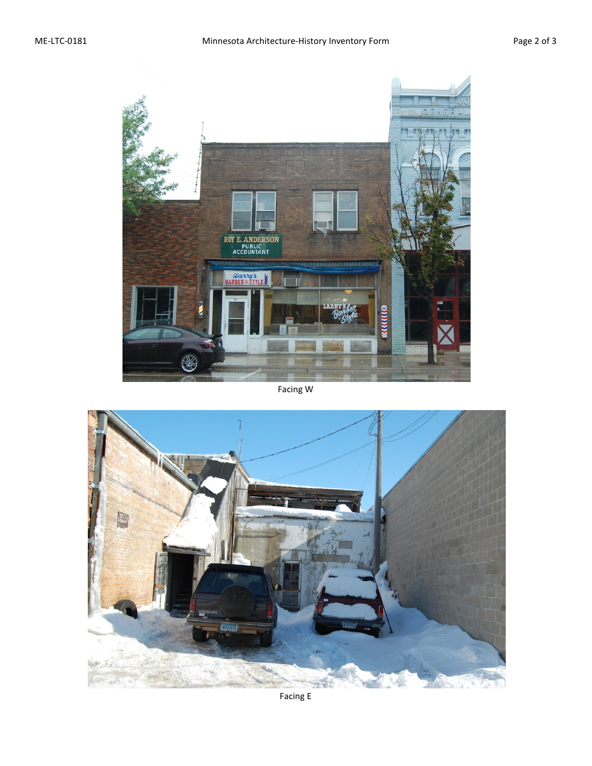Facing W

Facing E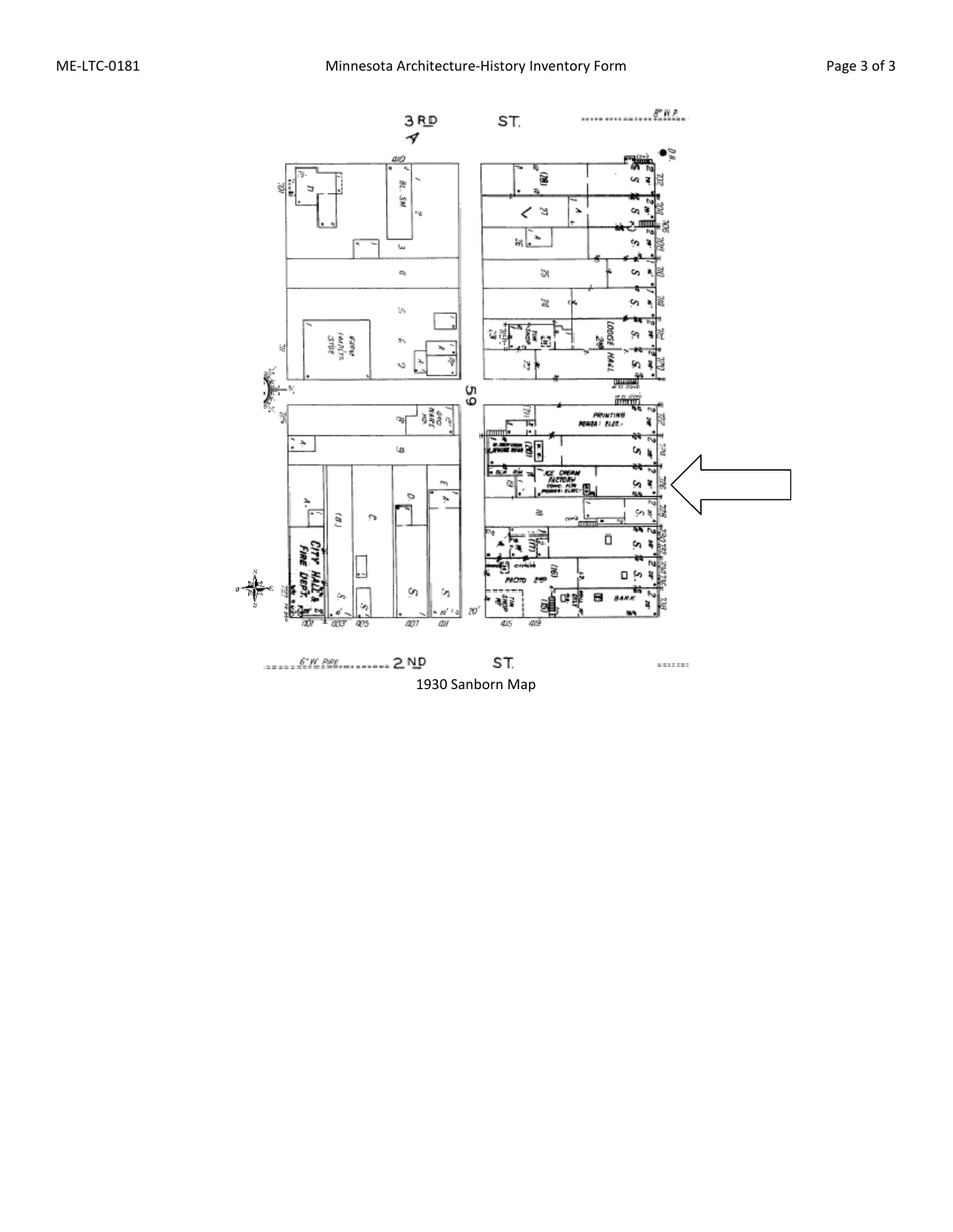1930 Sanborn Map